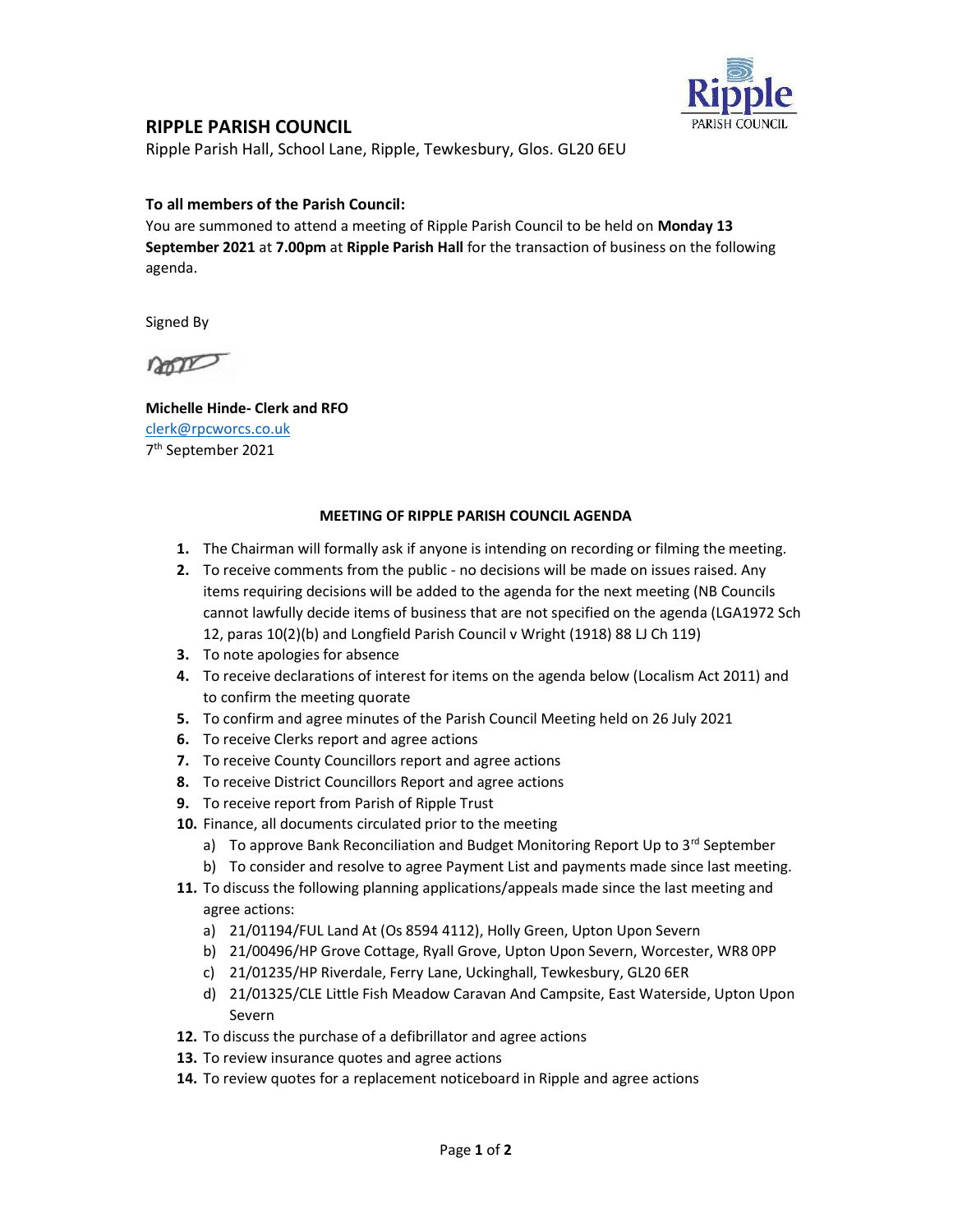# RIPPLE PARISH COUNCIL

Ripple Parish Hall, School Lane, Ripple, Tewkesbury, Glos. GL20 6EU

**To all members of the Parish Council:**

You are summoned to attend a meeting of Ripple Parish Council to be held on **Monday 13 September 2021** at **7.00pm** at **Ripple Parish Hall** for the transaction of business on the following agenda.

Signed By

**Michelle Hinde- Clerk and RFO**
clerk@rpcworcs.co.uk
7th September 2021

## MEETING OF RIPPLE PARISH COUNCIL AGENDA

1. The Chairman will formally ask if anyone is intending on recording or filming the meeting.
2. To receive comments from the public - no decisions will be made on issues raised. Any items requiring decisions will be added to the agenda for the next meeting (NB Councils cannot lawfully decide items of business that are not specified on the agenda (LGA1972 Sch 12, paras 10(2)(b) and Longfield Parish Council v Wright (1918) 88 LJ Ch 119)
3. To note apologies for absence
4. To receive declarations of interest for items on the agenda below (Localism Act 2011) and to confirm the meeting quorate
5. To confirm and agree minutes of the Parish Council Meeting held on 26 July 2021
6. To receive Clerks report and agree actions
7. To receive County Councillors report and agree actions
8. To receive District Councillors Report and agree actions
9. To receive report from Parish of Ripple Trust
10. Finance, all documents circulated prior to the meeting
    a) To approve Bank Reconciliation and Budget Monitoring Report Up to 3rd September
    b) To consider and resolve to agree Payment List and payments made since last meeting.
11. To discuss the following planning applications/appeals made since the last meeting and agree actions:
    a) 21/01194/FUL Land At (Os 8594 4112), Holly Green, Upton Upon Severn
    b) 21/00496/HP Grove Cottage, Ryall Grove, Upton Upon Severn, Worcester, WR8 0PP
    c) 21/01235/HP Riverdale, Ferry Lane, Uckinghall, Tewkesbury, GL20 6ER
    d) 21/01325/CLE Little Fish Meadow Caravan And Campsite, East Waterside, Upton Upon Severn
12. To discuss the purchase of a defibrillator and agree actions
13. To review insurance quotes and agree actions
14. To review quotes for a replacement noticeboard in Ripple and agree actions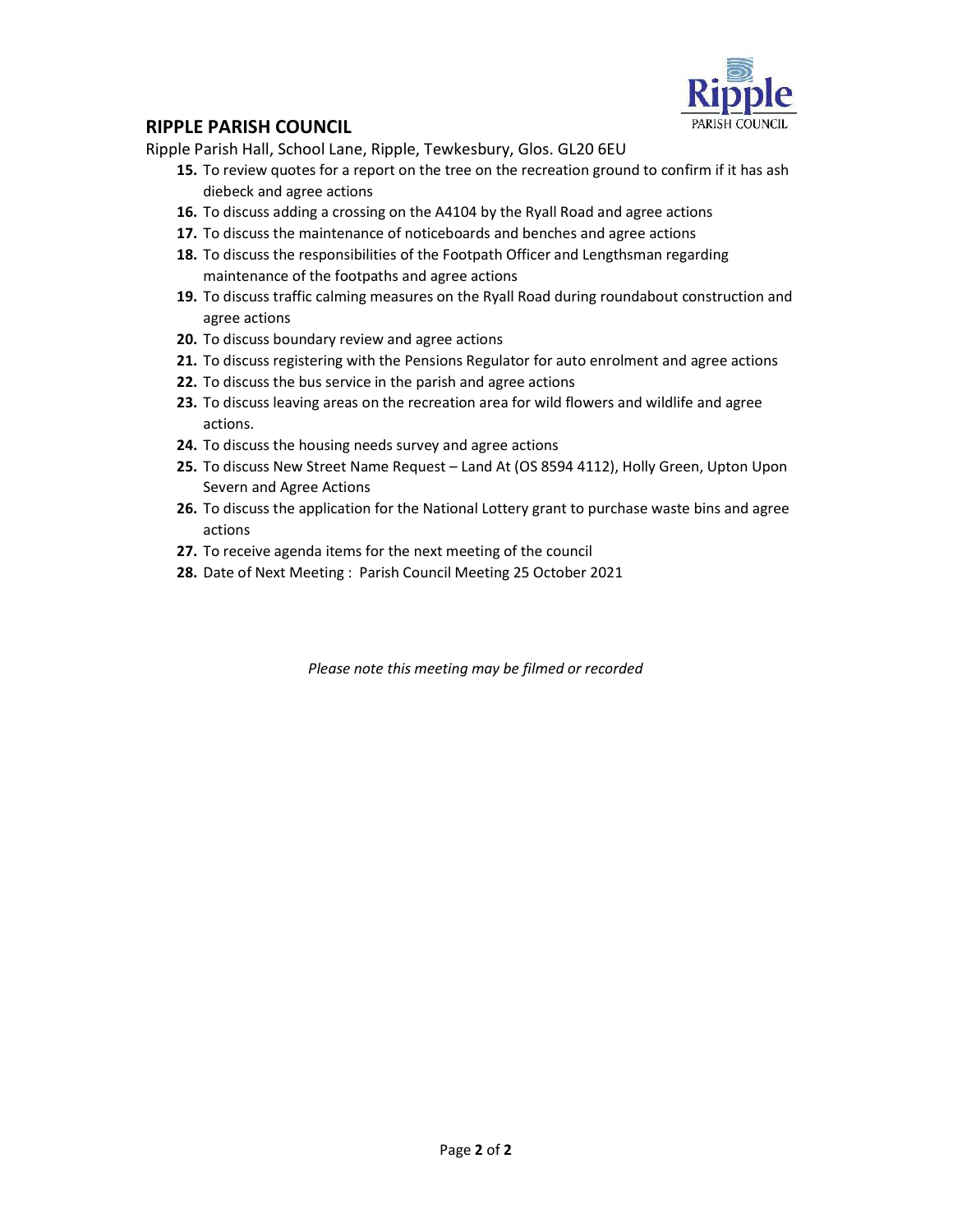## RIPPLE PARISH COUNCIL

Ripple Parish Hall, School Lane, Ripple, Tewkesbury, Glos. GL20 6EU

15. To review quotes for a report on the tree on the recreation ground to confirm if it has ash diebeck and agree actions
16. To discuss adding a crossing on the A4104 by the Ryall Road and agree actions
17. To discuss the maintenance of noticeboards and benches and agree actions
18. To discuss the responsibilities of the Footpath Officer and Lengthsman regarding maintenance of the footpaths and agree actions
19. To discuss traffic calming measures on the Ryall Road during roundabout construction and agree actions
20. To discuss boundary review and agree actions
21. To discuss registering with the Pensions Regulator for auto enrolment and agree actions
22. To discuss the bus service in the parish and agree actions
23. To discuss leaving areas on the recreation area for wild flowers and wildlife and agree actions.
24. To discuss the housing needs survey and agree actions
25. To discuss New Street Name Request – Land At (OS 8594 4112), Holly Green, Upton Upon Severn and Agree Actions
26. To discuss the application for the National Lottery grant to purchase waste bins and agree actions
27. To receive agenda items for the next meeting of the council
28. Date of Next Meeting : Parish Council Meeting 25 October 2021

*Please note this meeting may be filmed or recorded*